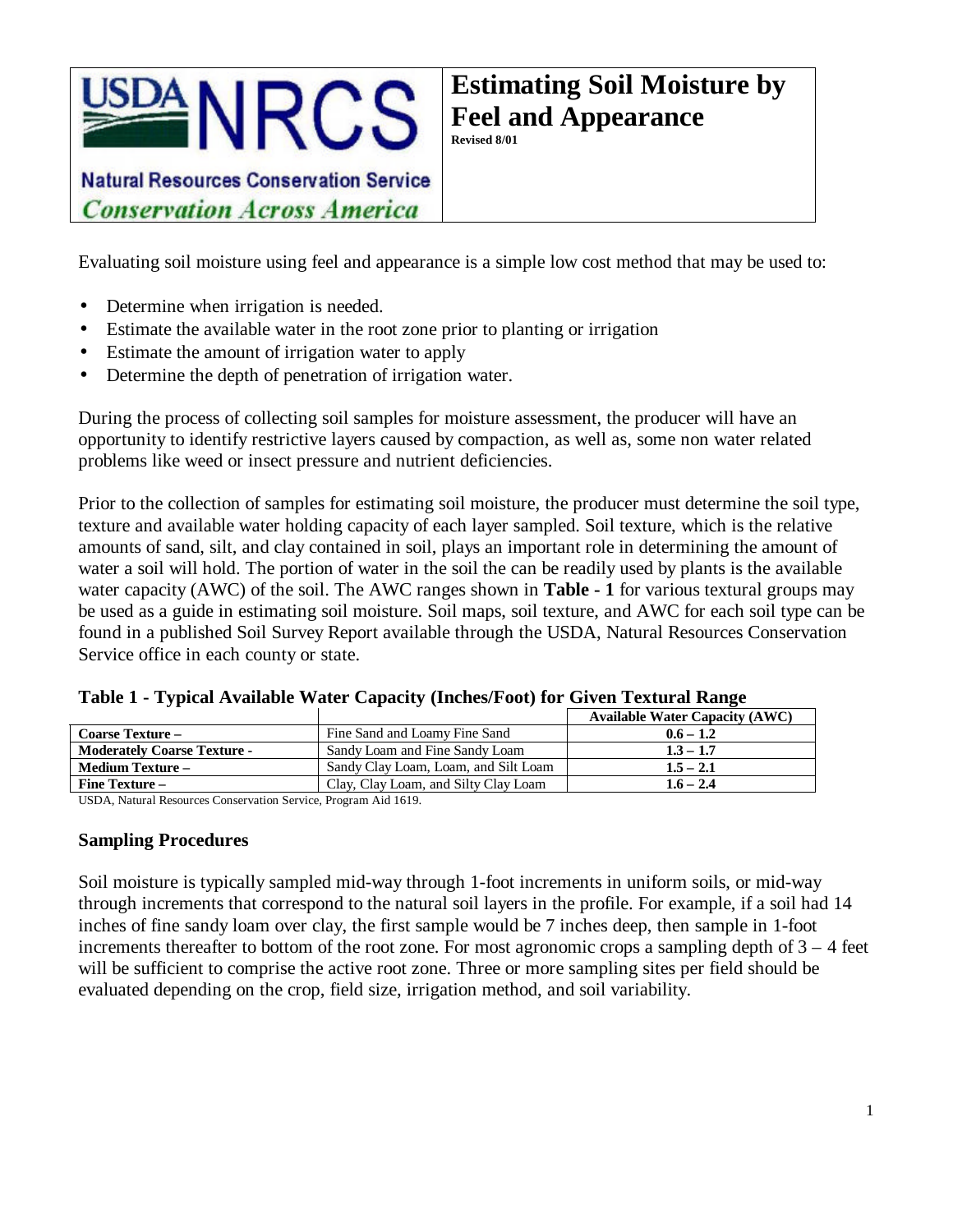# Estimating Soil Moisture by Feel and Appearance

**Revised 8/01**

Natural Resources Conservation Service

*Conservation Across America*

Evaluating soil moisture using feel and appearance is a simple low cost method that may be used to:

- Determine when irrigation is needed.
- Estimate the available water in the root zone prior to planting or irrigation
- Estimate the amount of irrigation water to apply
- Determine the depth of penetration of irrigation water.

During the process of collecting soil samples for moisture assessment, the producer will have an opportunity to identify restrictive layers caused by compaction, as well as, some non water related problems like weed or insect pressure and nutrient deficiencies.

Prior to the collection of samples for estimating soil moisture, the producer must determine the soil type, texture and available water holding capacity of each layer sampled. Soil texture, which is the relative amounts of sand, silt, and clay contained in soil, plays an important role in determining the amount of water a soil will hold. The portion of water in the soil the can be readily used by plants is the available water capacity (AWC) of the soil. The AWC ranges shown in **Table - 1** for various textural groups may be used as a guide in estimating soil moisture. Soil maps, soil texture, and AWC for each soil type can be found in a published Soil Survey Report available through the USDA, Natural Resources Conservation Service office in each county or state.

**Table 1 - Typical Available Water Capacity (Inches/Foot) for Given Textural Range**

| | | Available Water Capacity (AWC) |
|---|---|---|
| **Coarse Texture –** | Fine Sand and Loamy Fine Sand | **0.6 – 1.2** |
| **Moderately Coarse Texture -** | Sandy Loam and Fine Sandy Loam | **1.3 – 1.7** |
| **Medium Texture –** | Sandy Clay Loam, Loam, and Silt Loam | **1.5 – 2.1** |
| **Fine Texture –** | Clay, Clay Loam, and Silty Clay Loam | **1.6 – 2.4** |

USDA, Natural Resources Conservation Service, Program Aid 1619.

## Sampling Procedures

Soil moisture is typically sampled mid-way through 1-foot increments in uniform soils, or mid-way through increments that correspond to the natural soil layers in the profile. For example, if a soil had 14 inches of fine sandy loam over clay, the first sample would be 7 inches deep, then sample in 1-foot increments thereafter to bottom of the root zone. For most agronomic crops a sampling depth of 3 – 4 feet will be sufficient to comprise the active root zone. Three or more sampling sites per field should be evaluated depending on the crop, field size, irrigation method, and soil variability.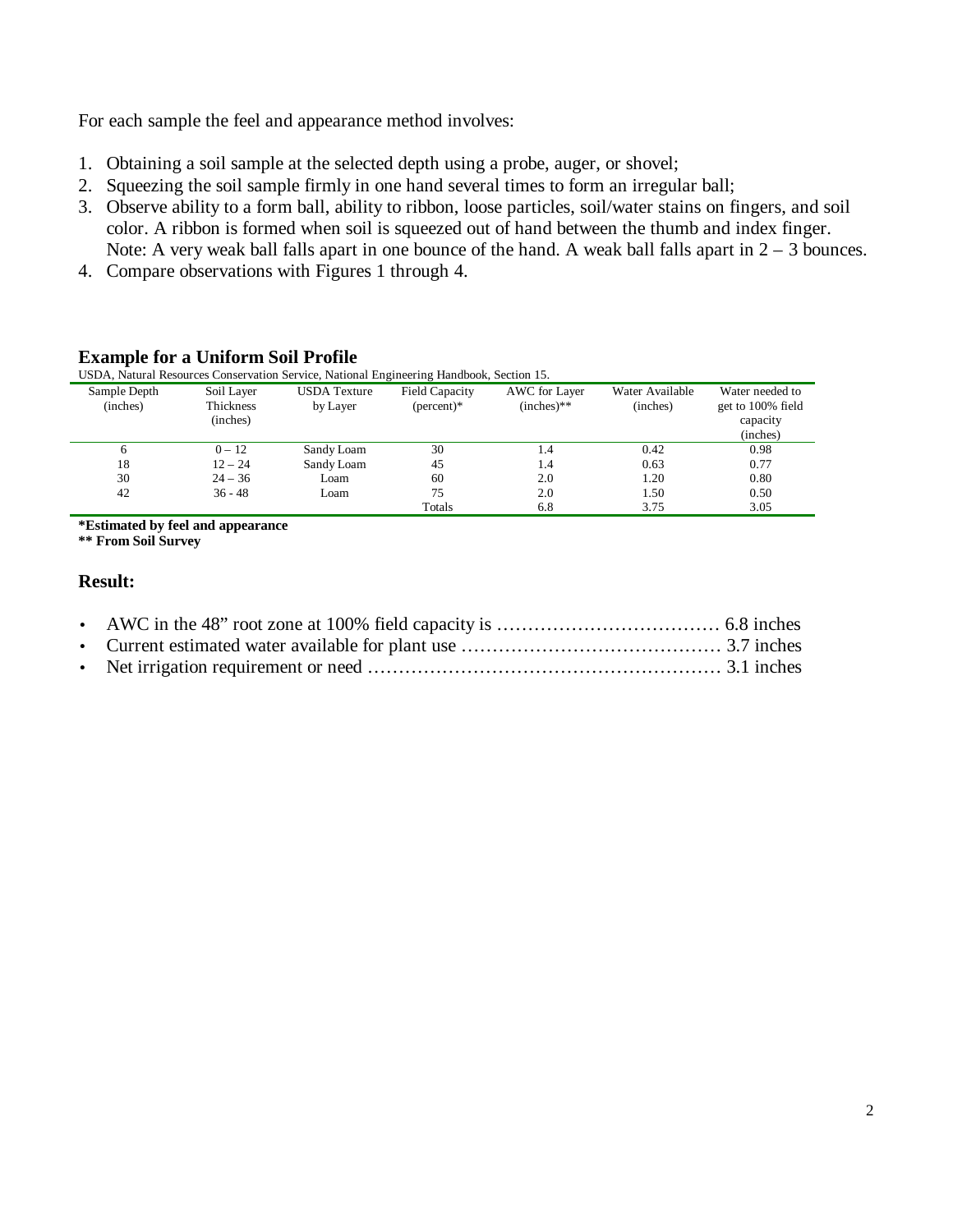For each sample the feel and appearance method involves:

1. Obtaining a soil sample at the selected depth using a probe, auger, or shovel;
2. Squeezing the soil sample firmly in one hand several times to form an irregular ball;
3. Observe ability to a form ball, ability to ribbon, loose particles, soil/water stains on fingers, and soil color. A ribbon is formed when soil is squeezed out of hand between the thumb and index finger. Note: A very weak ball falls apart in one bounce of the hand. A weak ball falls apart in 2 – 3 bounces.
4. Compare observations with Figures 1 through 4.

## Example for a Uniform Soil Profile

USDA, Natural Resources Conservation Service, National Engineering Handbook, Section 15.

| Sample Depth (inches) | Soil Layer Thickness (inches) | USDA Texture by Layer | Field Capacity (percent)* | AWC for Layer (inches)** | Water Available (inches) | Water needed to get to 100% field capacity (inches) |
|---|---|---|---|---|---|---|
| 6 | 0 – 12 | Sandy Loam | 30 | 1.4 | 0.42 | 0.98 |
| 18 | 12 – 24 | Sandy Loam | 45 | 1.4 | 0.63 | 0.77 |
| 30 | 24 – 36 | Loam | 60 | 2.0 | 1.20 | 0.80 |
| 42 | 36 - 48 | Loam | 75 | 2.0 | 1.50 | 0.50 |
| | | | Totals | 6.8 | 3.75 | 3.05 |

**\*Estimated by feel and appearance**
**\*\* From Soil Survey**

### Result:

- AWC in the 48" root zone at 100% field capacity is ……………………………… 6.8 inches
- Current estimated water available for plant use …………………………………… 3.7 inches
- Net irrigation requirement or need ………………………………………………… 3.1 inches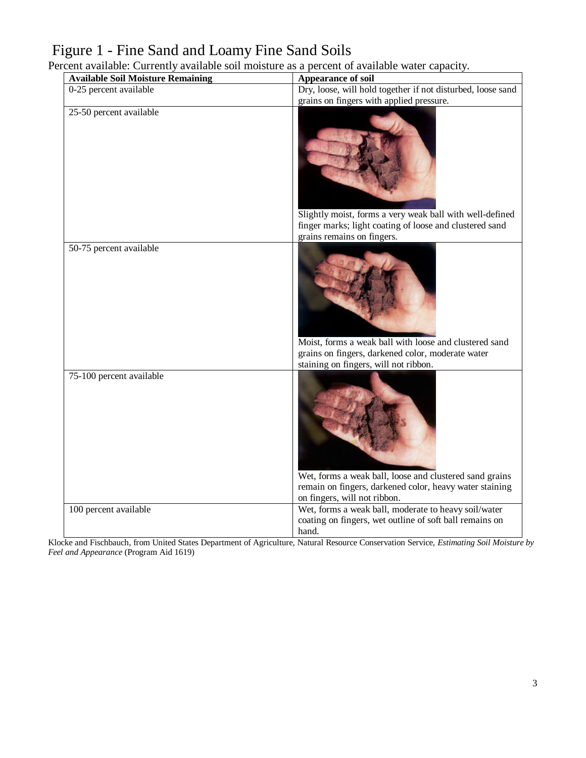# Figure 1 - Fine Sand and Loamy Fine Sand Soils

Percent available: Currently available soil moisture as a percent of available water capacity.

| Available Soil Moisture Remaining | Appearance of soil |
|---|---|
| 0-25 percent available | Dry, loose, will hold together if not disturbed, loose sand grains on fingers with applied pressure. |
| 25-50 percent available | Slightly moist, forms a very weak ball with well-defined finger marks; light coating of loose and clustered sand grains remains on fingers. |
| 50-75 percent available | Moist, forms a weak ball with loose and clustered sand grains on fingers, darkened color, moderate water staining on fingers, will not ribbon. |
| 75-100 percent available | Wet, forms a weak ball, loose and clustered sand grains remain on fingers, darkened color, heavy water staining on fingers, will not ribbon. |
| 100 percent available | Wet, forms a weak ball, moderate to heavy soil/water coating on fingers, wet outline of soft ball remains on hand. |

Klocke and Fischbauch, from United States Department of Agriculture, Natural Resource Conservation Service, *Estimating Soil Moisture by Feel and Appearance* (Program Aid 1619)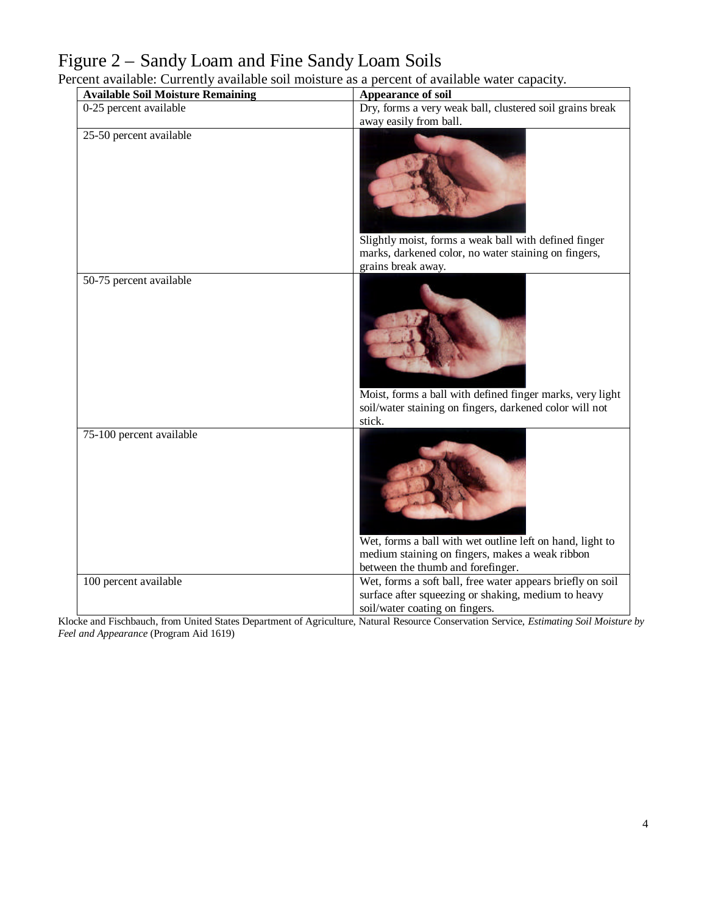# Figure 2 – Sandy Loam and Fine Sandy Loam Soils

Percent available: Currently available soil moisture as a percent of available water capacity.

| **Available Soil Moisture Remaining** | **Appearance of soil** |
| --- | --- |
| 0-25 percent available | Dry, forms a very weak ball, clustered soil grains break away easily from ball. |
| 25-50 percent available | Slightly moist, forms a weak ball with defined finger marks, darkened color, no water staining on fingers, grains break away. |
| 50-75 percent available | Moist, forms a ball with defined finger marks, very light soil/water staining on fingers, darkened color will not stick. |
| 75-100 percent available | Wet, forms a ball with wet outline left on hand, light to medium staining on fingers, makes a weak ribbon between the thumb and forefinger. |
| 100 percent available | Wet, forms a soft ball, free water appears briefly on soil surface after squeezing or shaking, medium to heavy soil/water coating on fingers. |

Klocke and Fischbauch, from United States Department of Agriculture, Natural Resource Conservation Service, *Estimating Soil Moisture by Feel and Appearance* (Program Aid 1619)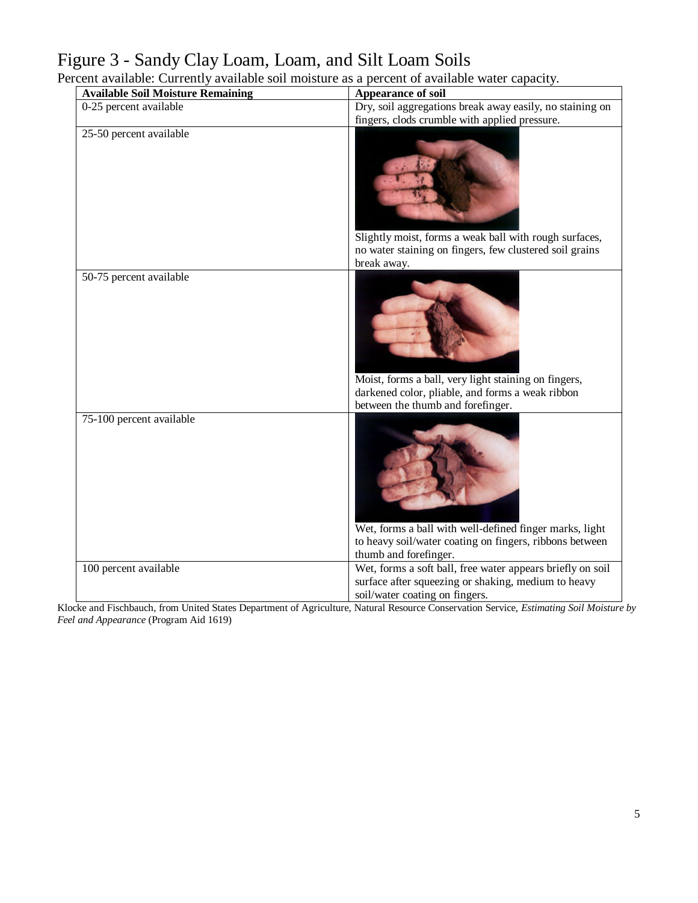# Figure 3 - Sandy Clay Loam, Loam, and Silt Loam Soils

Percent available: Currently available soil moisture as a percent of available water capacity.

| Available Soil Moisture Remaining | Appearance of soil |
|---|---|
| 0-25 percent available | Dry, soil aggregations break away easily, no staining on fingers, clods crumble with applied pressure. |
| 25-50 percent available | Slightly moist, forms a weak ball with rough surfaces, no water staining on fingers, few clustered soil grains break away. |
| 50-75 percent available | Moist, forms a ball, very light staining on fingers, darkened color, pliable, and forms a weak ribbon between the thumb and forefinger. |
| 75-100 percent available | Wet, forms a ball with well-defined finger marks, light to heavy soil/water coating on fingers, ribbons between thumb and forefinger. |
| 100 percent available | Wet, forms a soft ball, free water appears briefly on soil surface after squeezing or shaking, medium to heavy soil/water coating on fingers. |

Klocke and Fischbauch, from United States Department of Agriculture, Natural Resource Conservation Service, *Estimating Soil Moisture by Feel and Appearance* (Program Aid 1619)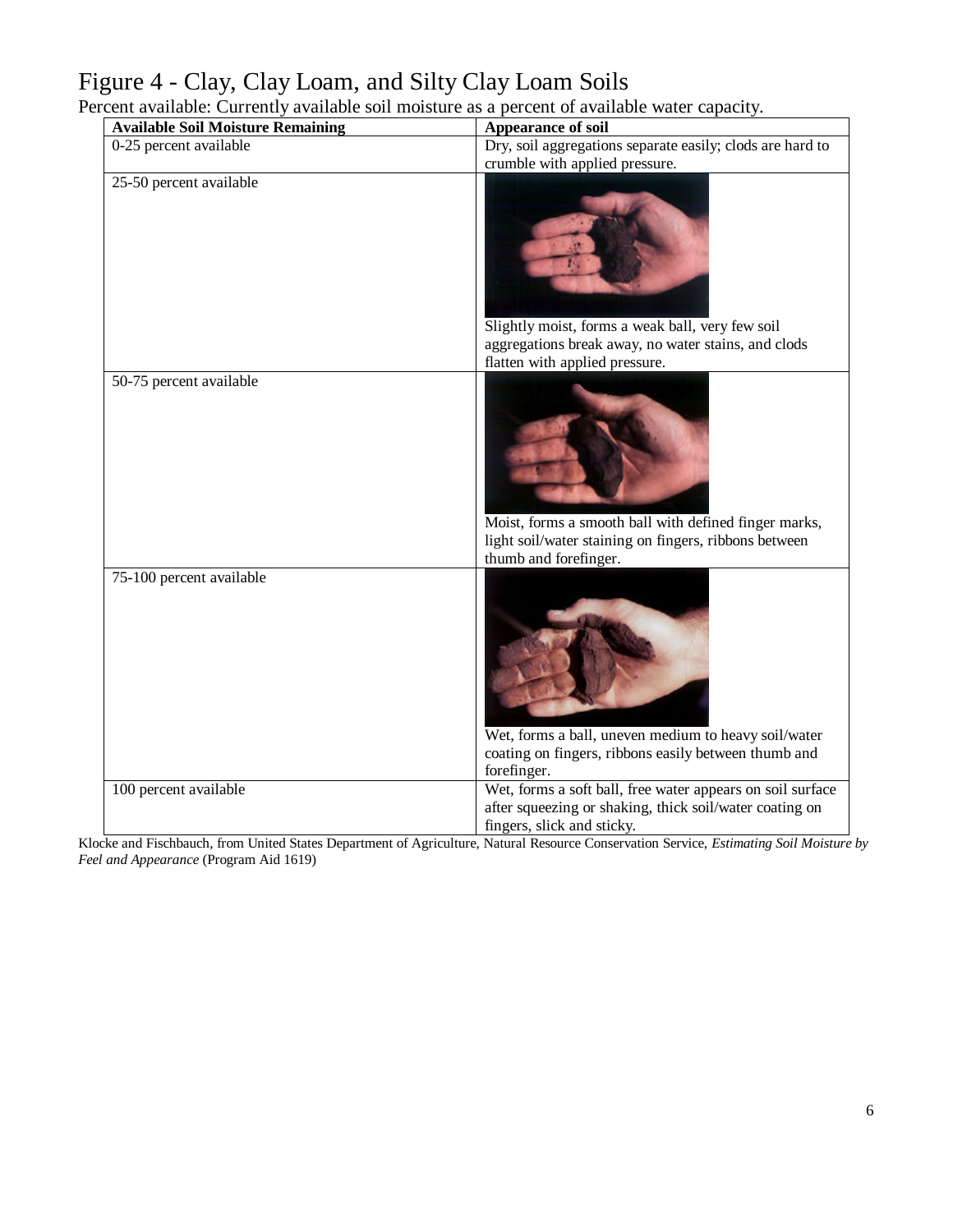# Figure 4 - Clay, Clay Loam, and Silty Clay Loam Soils

Percent available: Currently available soil moisture as a percent of available water capacity.

| Available Soil Moisture Remaining | Appearance of soil |
|---|---|
| 0-25 percent available | Dry, soil aggregations separate easily; clods are hard to crumble with applied pressure. |
| 25-50 percent available | Slightly moist, forms a weak ball, very few soil aggregations break away, no water stains, and clods flatten with applied pressure. |
| 50-75 percent available | Moist, forms a smooth ball with defined finger marks, light soil/water staining on fingers, ribbons between thumb and forefinger. |
| 75-100 percent available | Wet, forms a ball, uneven medium to heavy soil/water coating on fingers, ribbons easily between thumb and forefinger. |
| 100 percent available | Wet, forms a soft ball, free water appears on soil surface after squeezing or shaking, thick soil/water coating on fingers, slick and sticky. |

Klocke and Fischbauch, from United States Department of Agriculture, Natural Resource Conservation Service, *Estimating Soil Moisture by Feel and Appearance* (Program Aid 1619)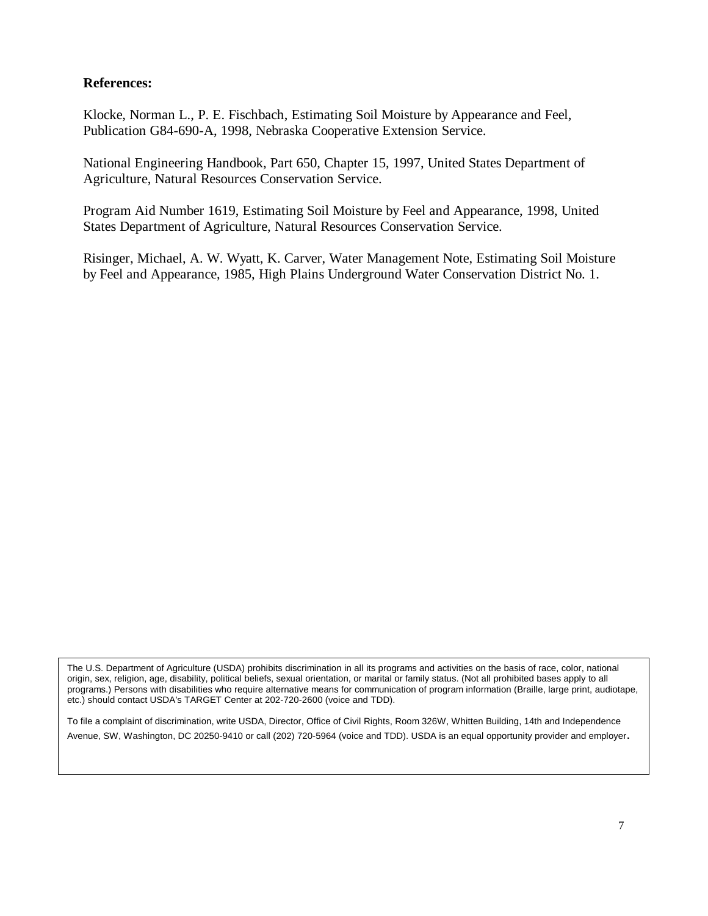**References:**

Klocke, Norman L., P. E. Fischbach, Estimating Soil Moisture by Appearance and Feel, Publication G84-690-A, 1998, Nebraska Cooperative Extension Service.

National Engineering Handbook, Part 650, Chapter 15, 1997, United States Department of Agriculture, Natural Resources Conservation Service.

Program Aid Number 1619, Estimating Soil Moisture by Feel and Appearance, 1998, United States Department of Agriculture, Natural Resources Conservation Service.

Risinger, Michael, A. W. Wyatt, K. Carver, Water Management Note, Estimating Soil Moisture by Feel and Appearance, 1985, High Plains Underground Water Conservation District No. 1.

The U.S. Department of Agriculture (USDA) prohibits discrimination in all its programs and activities on the basis of race, color, national origin, sex, religion, age, disability, political beliefs, sexual orientation, or marital or family status. (Not all prohibited bases apply to all programs.) Persons with disabilities who require alternative means for communication of program information (Braille, large print, audiotape, etc.) should contact USDA's TARGET Center at 202-720-2600 (voice and TDD).

To file a complaint of discrimination, write USDA, Director, Office of Civil Rights, Room 326W, Whitten Building, 14th and Independence Avenue, SW, Washington, DC 20250-9410 or call (202) 720-5964 (voice and TDD). USDA is an equal opportunity provider and employer.